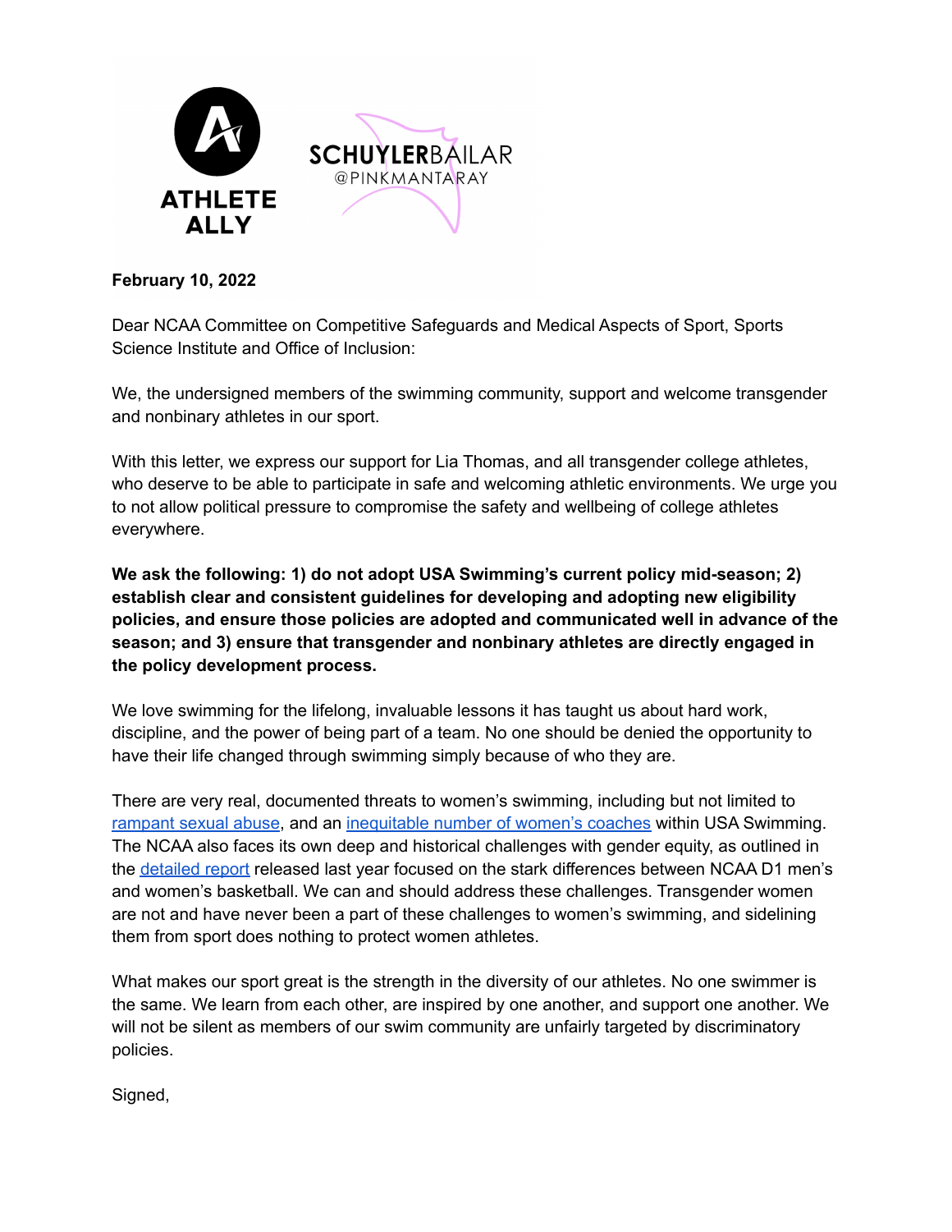ATHLETE ALLY

SCHUYLERBAILAR
@PINKMANTARAY

**February 10, 2022**

Dear NCAA Committee on Competitive Safeguards and Medical Aspects of Sport, Sports Science Institute and Office of Inclusion:

We, the undersigned members of the swimming community, support and welcome transgender and nonbinary athletes in our sport.

With this letter, we express our support for Lia Thomas, and all transgender college athletes, who deserve to be able to participate in safe and welcoming athletic environments. We urge you to not allow political pressure to compromise the safety and wellbeing of college athletes everywhere.

**We ask the following: 1) do not adopt USA Swimming's current policy mid-season; 2) establish clear and consistent guidelines for developing and adopting new eligibility policies, and ensure those policies are adopted and communicated well in advance of the season; and 3) ensure that transgender and nonbinary athletes are directly engaged in the policy development process.**

We love swimming for the lifelong, invaluable lessons it has taught us about hard work, discipline, and the power of being part of a team. No one should be denied the opportunity to have their life changed through swimming simply because of who they are.

There are very real, documented threats to women's swimming, including but not limited to rampant sexual abuse, and an inequitable number of women's coaches within USA Swimming. The NCAA also faces its own deep and historical challenges with gender equity, as outlined in the detailed report released last year focused on the stark differences between NCAA D1 men's and women's basketball. We can and should address these challenges. Transgender women are not and have never been a part of these challenges to women's swimming, and sidelining them from sport does nothing to protect women athletes.

What makes our sport great is the strength in the diversity of our athletes. No one swimmer is the same. We learn from each other, are inspired by one another, and support one another. We will not be silent as members of our swim community are unfairly targeted by discriminatory policies.

Signed,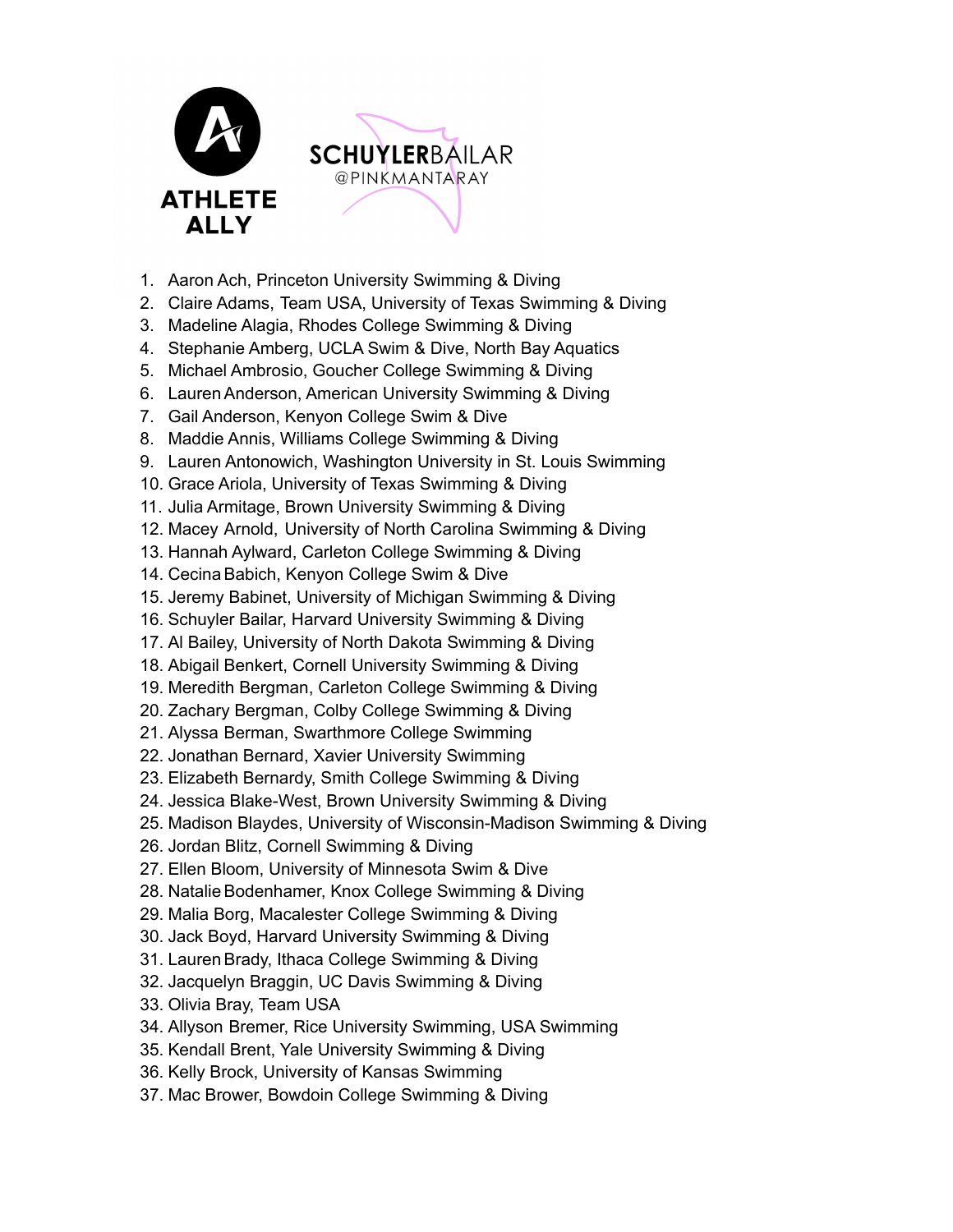ATHLETE ALLY

SCHUYLERBAILAR @PINKMANTARAY

1. Aaron Ach, Princeton University Swimming & Diving
2. Claire Adams, Team USA, University of Texas Swimming & Diving
3. Madeline Alagia, Rhodes College Swimming & Diving
4. Stephanie Amberg, UCLA Swim & Dive, North Bay Aquatics
5. Michael Ambrosio, Goucher College Swimming & Diving
6. Lauren Anderson, American University Swimming & Diving
7. Gail Anderson, Kenyon College Swim & Dive
8. Maddie Annis, Williams College Swimming & Diving
9. Lauren Antonowich, Washington University in St. Louis Swimming
10. Grace Ariola, University of Texas Swimming & Diving
11. Julia Armitage, Brown University Swimming & Diving
12. Macey Arnold, University of North Carolina Swimming & Diving
13. Hannah Aylward, Carleton College Swimming & Diving
14. Cecina Babich, Kenyon College Swim & Dive
15. Jeremy Babinet, University of Michigan Swimming & Diving
16. Schuyler Bailar, Harvard University Swimming & Diving
17. Al Bailey, University of North Dakota Swimming & Diving
18. Abigail Benkert, Cornell University Swimming & Diving
19. Meredith Bergman, Carleton College Swimming & Diving
20. Zachary Bergman, Colby College Swimming & Diving
21. Alyssa Berman, Swarthmore College Swimming
22. Jonathan Bernard, Xavier University Swimming
23. Elizabeth Bernardy, Smith College Swimming & Diving
24. Jessica Blake-West, Brown University Swimming & Diving
25. Madison Blaydes, University of Wisconsin-Madison Swimming & Diving
26. Jordan Blitz, Cornell Swimming & Diving
27. Ellen Bloom, University of Minnesota Swim & Dive
28. Natalie Bodenhamer, Knox College Swimming & Diving
29. Malia Borg, Macalester College Swimming & Diving
30. Jack Boyd, Harvard University Swimming & Diving
31. Lauren Brady, Ithaca College Swimming & Diving
32. Jacquelyn Braggin, UC Davis Swimming & Diving
33. Olivia Bray, Team USA
34. Allyson Bremer, Rice University Swimming, USA Swimming
35. Kendall Brent, Yale University Swimming & Diving
36. Kelly Brock, University of Kansas Swimming
37. Mac Brower, Bowdoin College Swimming & Diving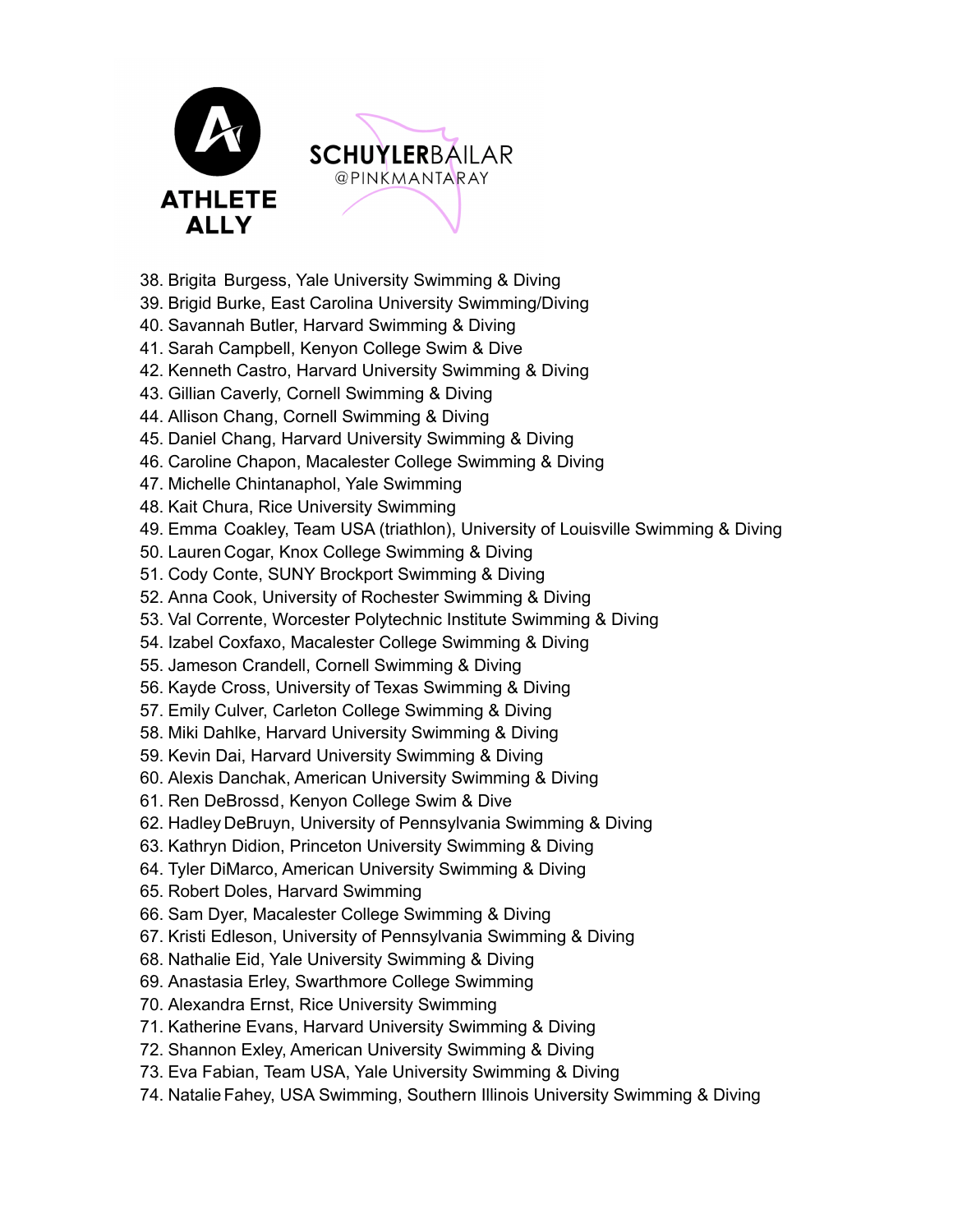38. Brigita Burgess, Yale University Swimming & Diving
39. Brigid Burke, East Carolina University Swimming/Diving
40. Savannah Butler, Harvard Swimming & Diving
41. Sarah Campbell, Kenyon College Swim & Dive
42. Kenneth Castro, Harvard University Swimming & Diving
43. Gillian Caverly, Cornell Swimming & Diving
44. Allison Chang, Cornell Swimming & Diving
45. Daniel Chang, Harvard University Swimming & Diving
46. Caroline Chapon, Macalester College Swimming & Diving
47. Michelle Chintanaphol, Yale Swimming
48. Kait Chura, Rice University Swimming
49. Emma Coakley, Team USA (triathlon), University of Louisville Swimming & Diving
50. Lauren Cogar, Knox College Swimming & Diving
51. Cody Conte, SUNY Brockport Swimming & Diving
52. Anna Cook, University of Rochester Swimming & Diving
53. Val Corrente, Worcester Polytechnic Institute Swimming & Diving
54. Izabel Coxfaxo, Macalester College Swimming & Diving
55. Jameson Crandell, Cornell Swimming & Diving
56. Kayde Cross, University of Texas Swimming & Diving
57. Emily Culver, Carleton College Swimming & Diving
58. Miki Dahlke, Harvard University Swimming & Diving
59. Kevin Dai, Harvard University Swimming & Diving
60. Alexis Danchak, American University Swimming & Diving
61. Ren DeBrossd, Kenyon College Swim & Dive
62. Hadley DeBruyn, University of Pennsylvania Swimming & Diving
63. Kathryn Didion, Princeton University Swimming & Diving
64. Tyler DiMarco, American University Swimming & Diving
65. Robert Doles, Harvard Swimming
66. Sam Dyer, Macalester College Swimming & Diving
67. Kristi Edleson, University of Pennsylvania Swimming & Diving
68. Nathalie Eid, Yale University Swimming & Diving
69. Anastasia Erley, Swarthmore College Swimming
70. Alexandra Ernst, Rice University Swimming
71. Katherine Evans, Harvard University Swimming & Diving
72. Shannon Exley, American University Swimming & Diving
73. Eva Fabian, Team USA, Yale University Swimming & Diving
74. Natalie Fahey, USA Swimming, Southern Illinois University Swimming & Diving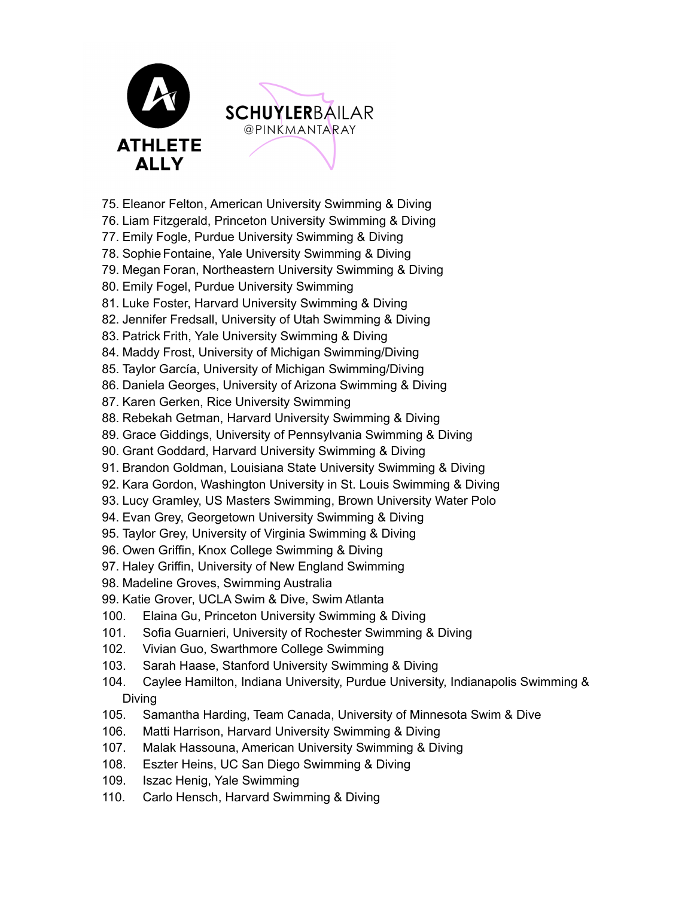75. Eleanor Felton, American University Swimming & Diving
76. Liam Fitzgerald, Princeton University Swimming & Diving
77. Emily Fogle, Purdue University Swimming & Diving
78. Sophie Fontaine, Yale University Swimming & Diving
79. Megan Foran, Northeastern University Swimming & Diving
80. Emily Fogel, Purdue University Swimming
81. Luke Foster, Harvard University Swimming & Diving
82. Jennifer Fredsall, University of Utah Swimming & Diving
83. Patrick Frith, Yale University Swimming & Diving
84. Maddy Frost, University of Michigan Swimming/Diving
85. Taylor García, University of Michigan Swimming/Diving
86. Daniela Georges, University of Arizona Swimming & Diving
87. Karen Gerken, Rice University Swimming
88. Rebekah Getman, Harvard University Swimming & Diving
89. Grace Giddings, University of Pennsylvania Swimming & Diving
90. Grant Goddard, Harvard University Swimming & Diving
91. Brandon Goldman, Louisiana State University Swimming & Diving
92. Kara Gordon, Washington University in St. Louis Swimming & Diving
93. Lucy Gramley, US Masters Swimming, Brown University Water Polo
94. Evan Grey, Georgetown University Swimming & Diving
95. Taylor Grey, University of Virginia Swimming & Diving
96. Owen Griffin, Knox College Swimming & Diving
97. Haley Griffin, University of New England Swimming
98. Madeline Groves, Swimming Australia
99. Katie Grover, UCLA Swim & Dive, Swim Atlanta
100. Elaina Gu, Princeton University Swimming & Diving
101. Sofia Guarnieri, University of Rochester Swimming & Diving
102. Vivian Guo, Swarthmore College Swimming
103. Sarah Haase, Stanford University Swimming & Diving
104. Caylee Hamilton, Indiana University, Purdue University, Indianapolis Swimming & Diving
105. Samantha Harding, Team Canada, University of Minnesota Swim & Dive
106. Matti Harrison, Harvard University Swimming & Diving
107. Malak Hassouna, American University Swimming & Diving
108. Eszter Heins, UC San Diego Swimming & Diving
109. Iszac Henig, Yale Swimming
110. Carlo Hensch, Harvard Swimming & Diving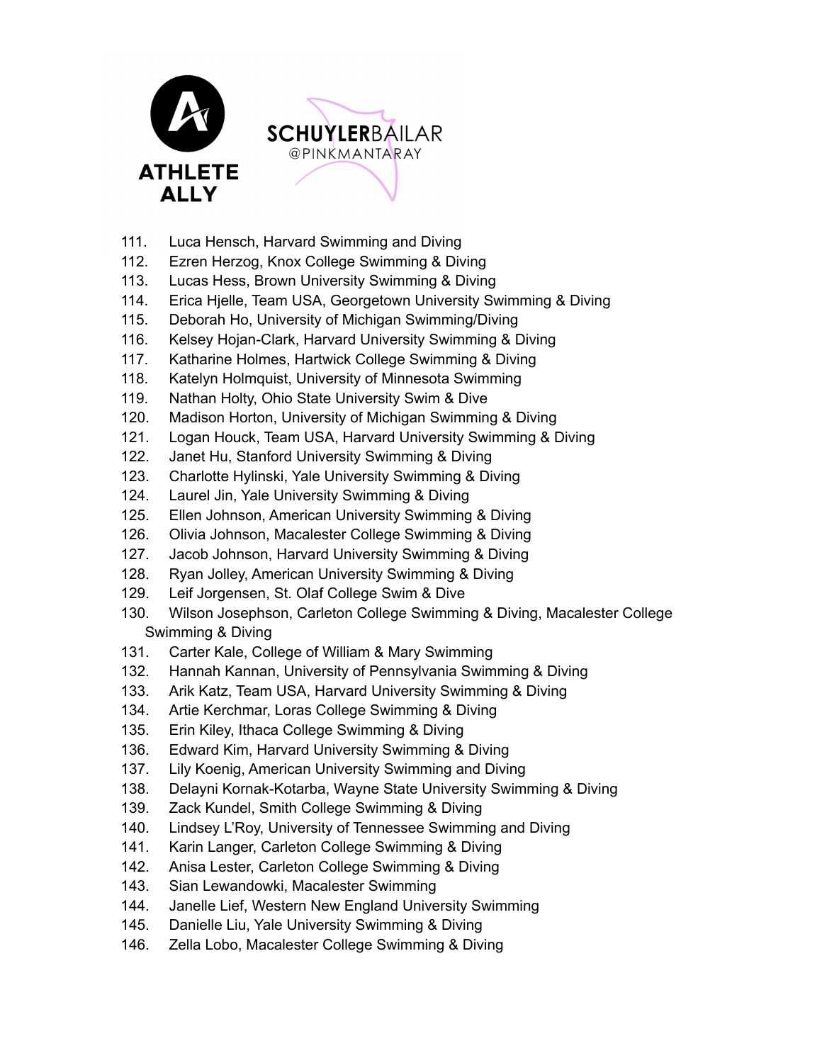111. Luca Hensch, Harvard Swimming and Diving
112. Ezren Herzog, Knox College Swimming & Diving
113. Lucas Hess, Brown University Swimming & Diving
114. Erica Hjelle, Team USA, Georgetown University Swimming & Diving
115. Deborah Ho, University of Michigan Swimming/Diving
116. Kelsey Hojan-Clark, Harvard University Swimming & Diving
117. Katharine Holmes, Hartwick College Swimming & Diving
118. Katelyn Holmquist, University of Minnesota Swimming
119. Nathan Holty, Ohio State University Swim & Dive
120. Madison Horton, University of Michigan Swimming & Diving
121. Logan Houck, Team USA, Harvard University Swimming & Diving
122. Janet Hu, Stanford University Swimming & Diving
123. Charlotte Hylinski, Yale University Swimming & Diving
124. Laurel Jin, Yale University Swimming & Diving
125. Ellen Johnson, American University Swimming & Diving
126. Olivia Johnson, Macalester College Swimming & Diving
127. Jacob Johnson, Harvard University Swimming & Diving
128. Ryan Jolley, American University Swimming & Diving
129. Leif Jorgensen, St. Olaf College Swim & Dive
130. Wilson Josephson, Carleton College Swimming & Diving, Macalester College Swimming & Diving
131. Carter Kale, College of William & Mary Swimming
132. Hannah Kannan, University of Pennsylvania Swimming & Diving
133. Arik Katz, Team USA, Harvard University Swimming & Diving
134. Artie Kerchmar, Loras College Swimming & Diving
135. Erin Kiley, Ithaca College Swimming & Diving
136. Edward Kim, Harvard University Swimming & Diving
137. Lily Koenig, American University Swimming and Diving
138. Delayni Kornak-Kotarba, Wayne State University Swimming & Diving
139. Zack Kundel, Smith College Swimming & Diving
140. Lindsey L'Roy, University of Tennessee Swimming and Diving
141. Karin Langer, Carleton College Swimming & Diving
142. Anisa Lester, Carleton College Swimming & Diving
143. Sian Lewandowki, Macalester Swimming
144. Janelle Lief, Western New England University Swimming
145. Danielle Liu, Yale University Swimming & Diving
146. Zella Lobo, Macalester College Swimming & Diving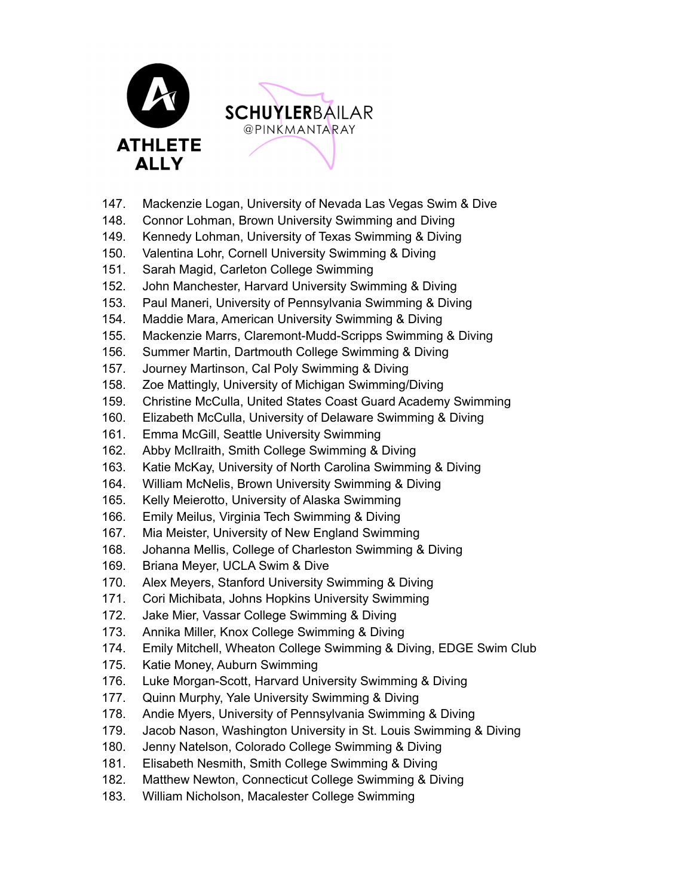147. Mackenzie Logan, University of Nevada Las Vegas Swim & Dive
148. Connor Lohman, Brown University Swimming and Diving
149. Kennedy Lohman, University of Texas Swimming & Diving
150. Valentina Lohr, Cornell University Swimming & Diving
151. Sarah Magid, Carleton College Swimming
152. John Manchester, Harvard University Swimming & Diving
153. Paul Maneri, University of Pennsylvania Swimming & Diving
154. Maddie Mara, American University Swimming & Diving
155. Mackenzie Marrs, Claremont-Mudd-Scripps Swimming & Diving
156. Summer Martin, Dartmouth College Swimming & Diving
157. Journey Martinson, Cal Poly Swimming & Diving
158. Zoe Mattingly, University of Michigan Swimming/Diving
159. Christine McCulla, United States Coast Guard Academy Swimming
160. Elizabeth McCulla, University of Delaware Swimming & Diving
161. Emma McGill, Seattle University Swimming
162. Abby McIlraith, Smith College Swimming & Diving
163. Katie McKay, University of North Carolina Swimming & Diving
164. William McNelis, Brown University Swimming & Diving
165. Kelly Meierotto, University of Alaska Swimming
166. Emily Meilus, Virginia Tech Swimming & Diving
167. Mia Meister, University of New England Swimming
168. Johanna Mellis, College of Charleston Swimming & Diving
169. Briana Meyer, UCLA Swim & Dive
170. Alex Meyers, Stanford University Swimming & Diving
171. Cori Michibata, Johns Hopkins University Swimming
172. Jake Mier, Vassar College Swimming & Diving
173. Annika Miller, Knox College Swimming & Diving
174. Emily Mitchell, Wheaton College Swimming & Diving, EDGE Swim Club
175. Katie Money, Auburn Swimming
176. Luke Morgan-Scott, Harvard University Swimming & Diving
177. Quinn Murphy, Yale University Swimming & Diving
178. Andie Myers, University of Pennsylvania Swimming & Diving
179. Jacob Nason, Washington University in St. Louis Swimming & Diving
180. Jenny Natelson, Colorado College Swimming & Diving
181. Elisabeth Nesmith, Smith College Swimming & Diving
182. Matthew Newton, Connecticut College Swimming & Diving
183. William Nicholson, Macalester College Swimming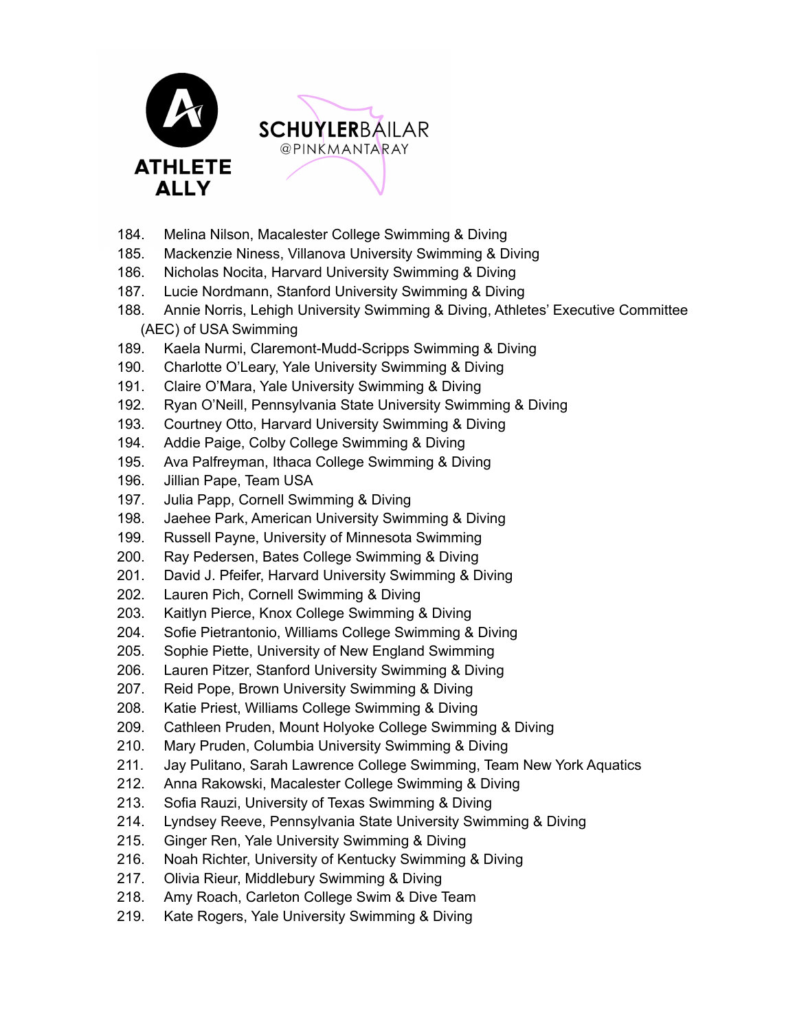184. Melina Nilson, Macalester College Swimming & Diving
185. Mackenzie Niness, Villanova University Swimming & Diving
186. Nicholas Nocita, Harvard University Swimming & Diving
187. Lucie Nordmann, Stanford University Swimming & Diving
188. Annie Norris, Lehigh University Swimming & Diving, Athletes' Executive Committee (AEC) of USA Swimming
189. Kaela Nurmi, Claremont-Mudd-Scripps Swimming & Diving
190. Charlotte O'Leary, Yale University Swimming & Diving
191. Claire O'Mara, Yale University Swimming & Diving
192. Ryan O'Neill, Pennsylvania State University Swimming & Diving
193. Courtney Otto, Harvard University Swimming & Diving
194. Addie Paige, Colby College Swimming & Diving
195. Ava Palfreyman, Ithaca College Swimming & Diving
196. Jillian Pape, Team USA
197. Julia Papp, Cornell Swimming & Diving
198. Jaehee Park, American University Swimming & Diving
199. Russell Payne, University of Minnesota Swimming
200. Ray Pedersen, Bates College Swimming & Diving
201. David J. Pfeifer, Harvard University Swimming & Diving
202. Lauren Pich, Cornell Swimming & Diving
203. Kaitlyn Pierce, Knox College Swimming & Diving
204. Sofie Pietrantonio, Williams College Swimming & Diving
205. Sophie Piette, University of New England Swimming
206. Lauren Pitzer, Stanford University Swimming & Diving
207. Reid Pope, Brown University Swimming & Diving
208. Katie Priest, Williams College Swimming & Diving
209. Cathleen Pruden, Mount Holyoke College Swimming & Diving
210. Mary Pruden, Columbia University Swimming & Diving
211. Jay Pulitano, Sarah Lawrence College Swimming, Team New York Aquatics
212. Anna Rakowski, Macalester College Swimming & Diving
213. Sofia Rauzi, University of Texas Swimming & Diving
214. Lyndsey Reeve, Pennsylvania State University Swimming & Diving
215. Ginger Ren, Yale University Swimming & Diving
216. Noah Richter, University of Kentucky Swimming & Diving
217. Olivia Rieur, Middlebury Swimming & Diving
218. Amy Roach, Carleton College Swim & Dive Team
219. Kate Rogers, Yale University Swimming & Diving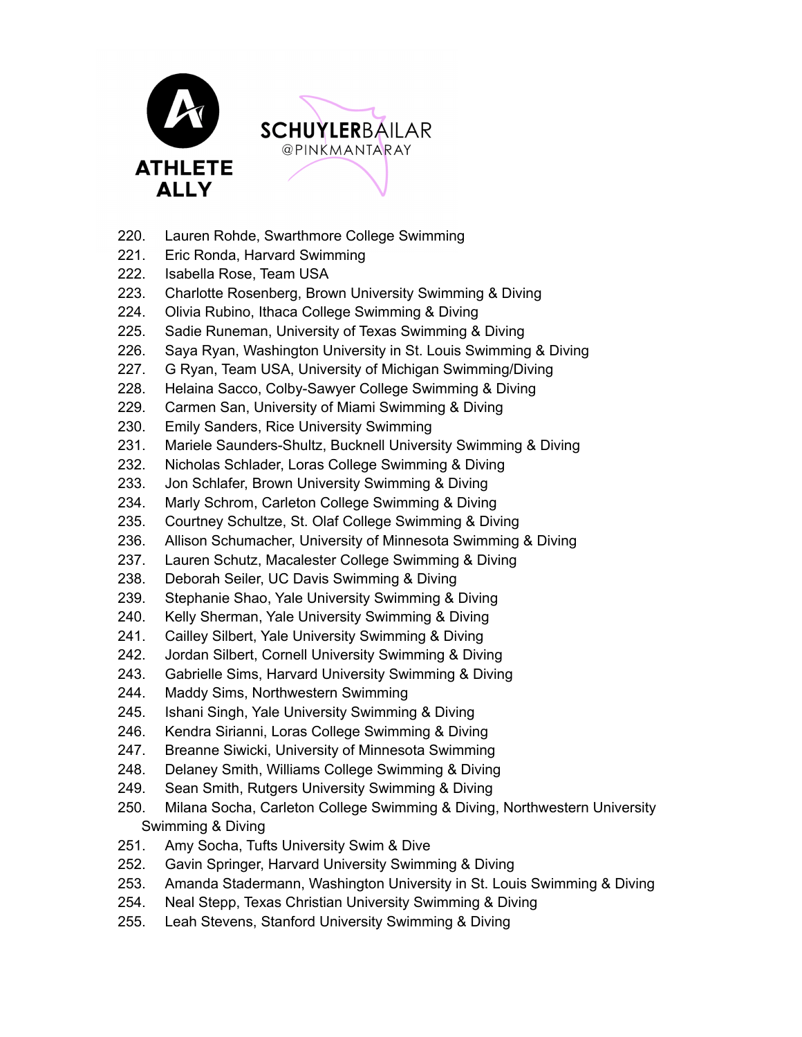220. Lauren Rohde, Swarthmore College Swimming
221. Eric Ronda, Harvard Swimming
222. Isabella Rose, Team USA
223. Charlotte Rosenberg, Brown University Swimming & Diving
224. Olivia Rubino, Ithaca College Swimming & Diving
225. Sadie Runeman, University of Texas Swimming & Diving
226. Saya Ryan, Washington University in St. Louis Swimming & Diving
227. G Ryan, Team USA, University of Michigan Swimming/Diving
228. Helaina Sacco, Colby-Sawyer College Swimming & Diving
229. Carmen San, University of Miami Swimming & Diving
230. Emily Sanders, Rice University Swimming
231. Mariele Saunders-Shultz, Bucknell University Swimming & Diving
232. Nicholas Schlader, Loras College Swimming & Diving
233. Jon Schlafer, Brown University Swimming & Diving
234. Marly Schrom, Carleton College Swimming & Diving
235. Courtney Schultze, St. Olaf College Swimming & Diving
236. Allison Schumacher, University of Minnesota Swimming & Diving
237. Lauren Schutz, Macalester College Swimming & Diving
238. Deborah Seiler, UC Davis Swimming & Diving
239. Stephanie Shao, Yale University Swimming & Diving
240. Kelly Sherman, Yale University Swimming & Diving
241. Cailley Silbert, Yale University Swimming & Diving
242. Jordan Silbert, Cornell University Swimming & Diving
243. Gabrielle Sims, Harvard University Swimming & Diving
244. Maddy Sims, Northwestern Swimming
245. Ishani Singh, Yale University Swimming & Diving
246. Kendra Sirianni, Loras College Swimming & Diving
247. Breanne Siwicki, University of Minnesota Swimming
248. Delaney Smith, Williams College Swimming & Diving
249. Sean Smith, Rutgers University Swimming & Diving
250. Milana Socha, Carleton College Swimming & Diving, Northwestern University Swimming & Diving
251. Amy Socha, Tufts University Swim & Dive
252. Gavin Springer, Harvard University Swimming & Diving
253. Amanda Stadermann, Washington University in St. Louis Swimming & Diving
254. Neal Stepp, Texas Christian University Swimming & Diving
255. Leah Stevens, Stanford University Swimming & Diving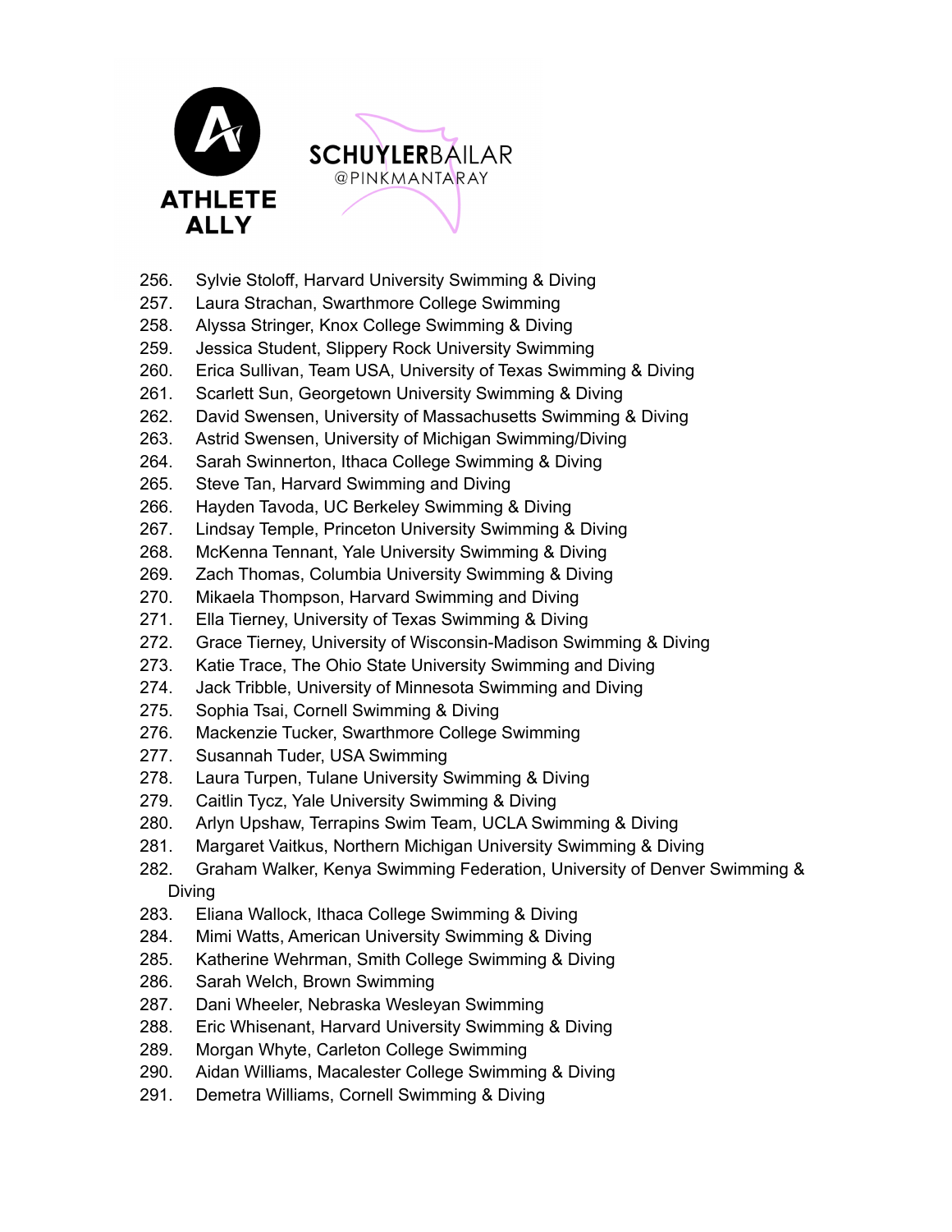256. Sylvie Stoloff, Harvard University Swimming & Diving
257. Laura Strachan, Swarthmore College Swimming
258. Alyssa Stringer, Knox College Swimming & Diving
259. Jessica Student, Slippery Rock University Swimming
260. Erica Sullivan, Team USA, University of Texas Swimming & Diving
261. Scarlett Sun, Georgetown University Swimming & Diving
262. David Swensen, University of Massachusetts Swimming & Diving
263. Astrid Swensen, University of Michigan Swimming/Diving
264. Sarah Swinnerton, Ithaca College Swimming & Diving
265. Steve Tan, Harvard Swimming and Diving
266. Hayden Tavoda, UC Berkeley Swimming & Diving
267. Lindsay Temple, Princeton University Swimming & Diving
268. McKenna Tennant, Yale University Swimming & Diving
269. Zach Thomas, Columbia University Swimming & Diving
270. Mikaela Thompson, Harvard Swimming and Diving
271. Ella Tierney, University of Texas Swimming & Diving
272. Grace Tierney, University of Wisconsin-Madison Swimming & Diving
273. Katie Trace, The Ohio State University Swimming and Diving
274. Jack Tribble, University of Minnesota Swimming and Diving
275. Sophia Tsai, Cornell Swimming & Diving
276. Mackenzie Tucker, Swarthmore College Swimming
277. Susannah Tuder, USA Swimming
278. Laura Turpen, Tulane University Swimming & Diving
279. Caitlin Tycz, Yale University Swimming & Diving
280. Arlyn Upshaw, Terrapins Swim Team, UCLA Swimming & Diving
281. Margaret Vaitkus, Northern Michigan University Swimming & Diving
282. Graham Walker, Kenya Swimming Federation, University of Denver Swimming & Diving
283. Eliana Wallock, Ithaca College Swimming & Diving
284. Mimi Watts, American University Swimming & Diving
285. Katherine Wehrman, Smith College Swimming & Diving
286. Sarah Welch, Brown Swimming
287. Dani Wheeler, Nebraska Wesleyan Swimming
288. Eric Whisenant, Harvard University Swimming & Diving
289. Morgan Whyte, Carleton College Swimming
290. Aidan Williams, Macalester College Swimming & Diving
291. Demetra Williams, Cornell Swimming & Diving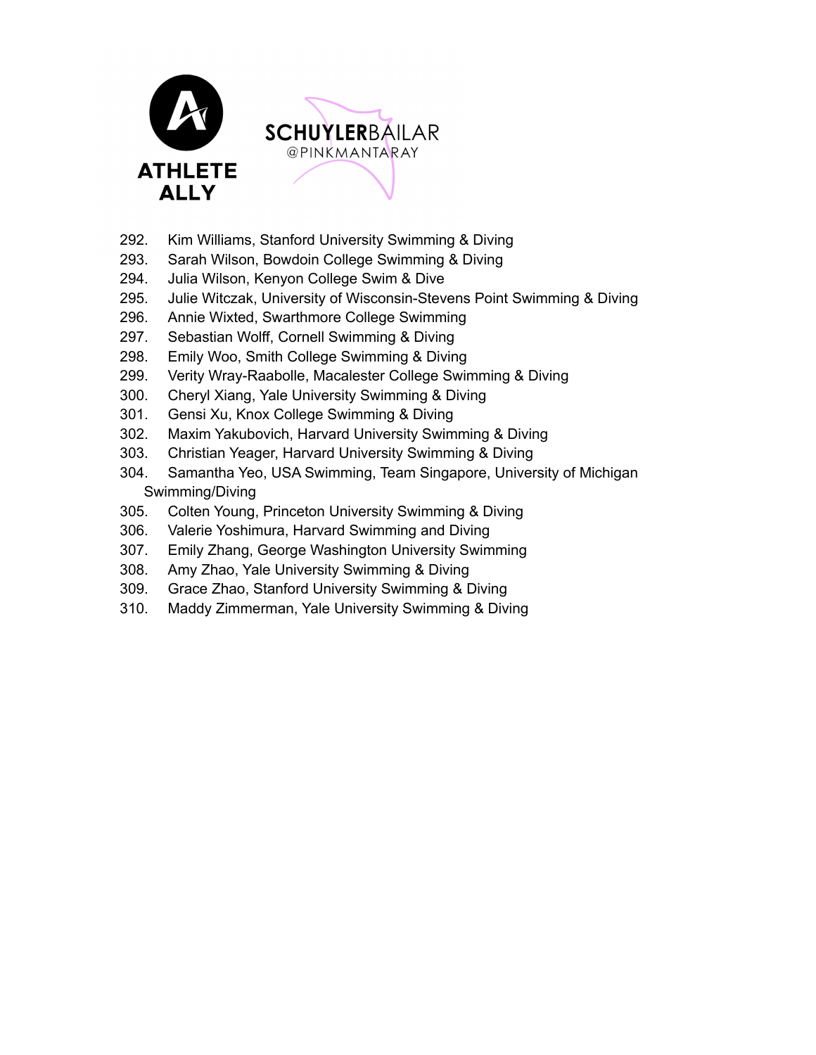292. Kim Williams, Stanford University Swimming & Diving
293. Sarah Wilson, Bowdoin College Swimming & Diving
294. Julia Wilson, Kenyon College Swim & Dive
295. Julie Witczak, University of Wisconsin-Stevens Point Swimming & Diving
296. Annie Wixted, Swarthmore College Swimming
297. Sebastian Wolff, Cornell Swimming & Diving
298. Emily Woo, Smith College Swimming & Diving
299. Verity Wray-Raabolle, Macalester College Swimming & Diving
300. Cheryl Xiang, Yale University Swimming & Diving
301. Gensi Xu, Knox College Swimming & Diving
302. Maxim Yakubovich, Harvard University Swimming & Diving
303. Christian Yeager, Harvard University Swimming & Diving
304. Samantha Yeo, USA Swimming, Team Singapore, University of Michigan Swimming/Diving
305. Colten Young, Princeton University Swimming & Diving
306. Valerie Yoshimura, Harvard Swimming and Diving
307. Emily Zhang, George Washington University Swimming
308. Amy Zhao, Yale University Swimming & Diving
309. Grace Zhao, Stanford University Swimming & Diving
310. Maddy Zimmerman, Yale University Swimming & Diving